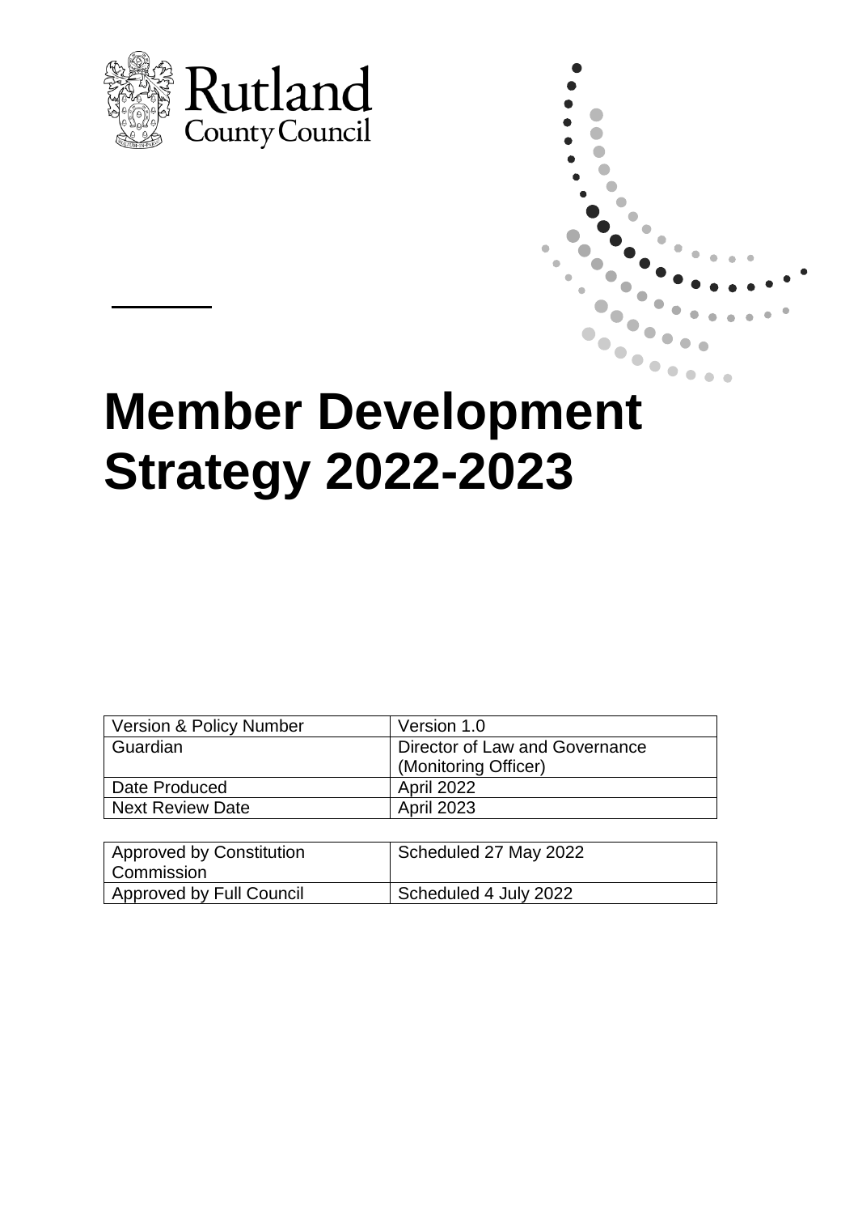Rutland County Council

# Member Development Strategy 2022-2023

| Version & Policy Number | Version 1.0 |
|---|---|
| Guardian | Director of Law and Governance (Monitoring Officer) |
| Date Produced | April 2022 |
| Next Review Date | April 2023 |

| Approved by Constitution Commission | Scheduled 27 May 2022 |
|---|---|
| Approved by Full Council | Scheduled 4 July 2022 |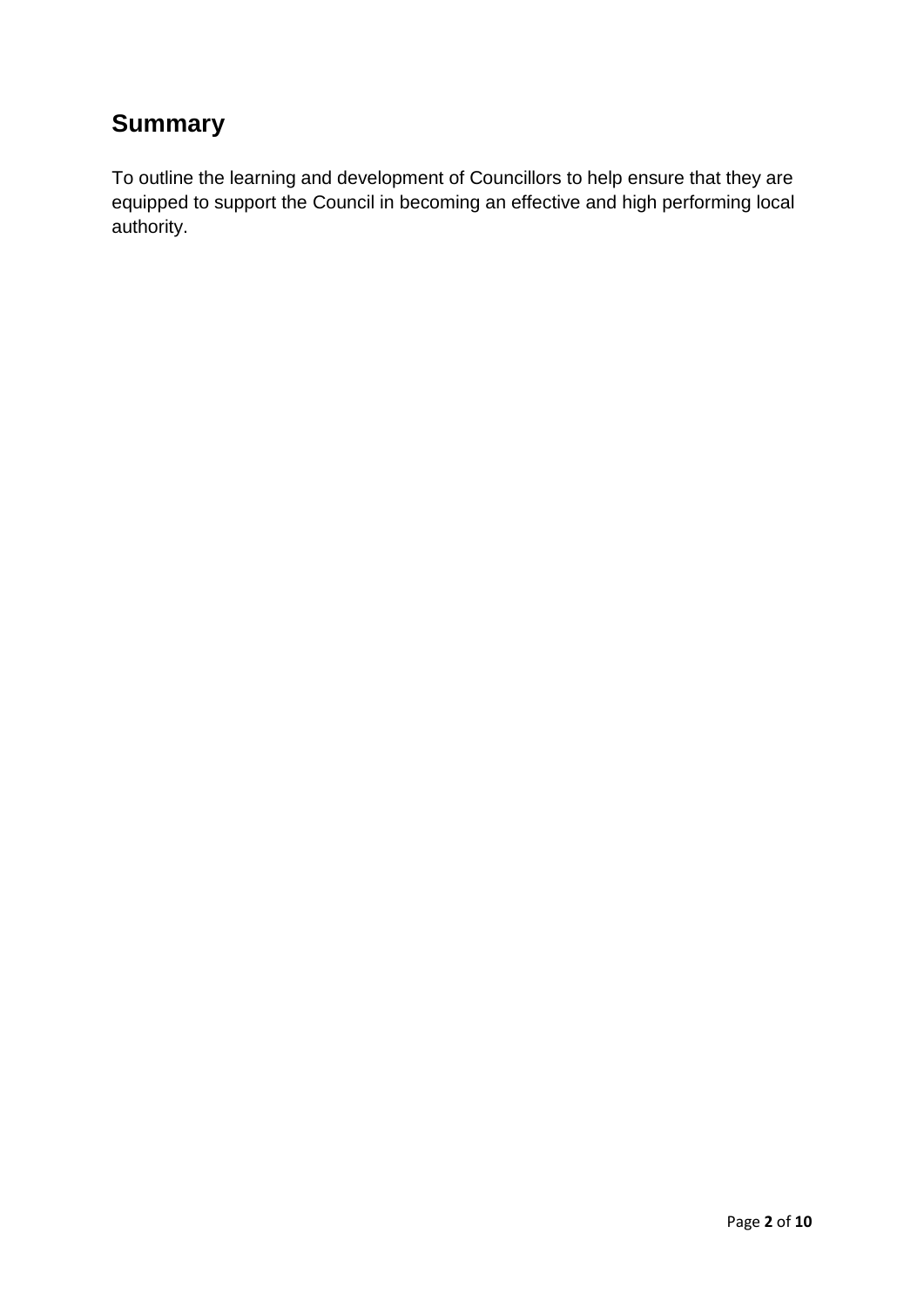## Summary

To outline the learning and development of Councillors to help ensure that they are equipped to support the Council in becoming an effective and high performing local authority.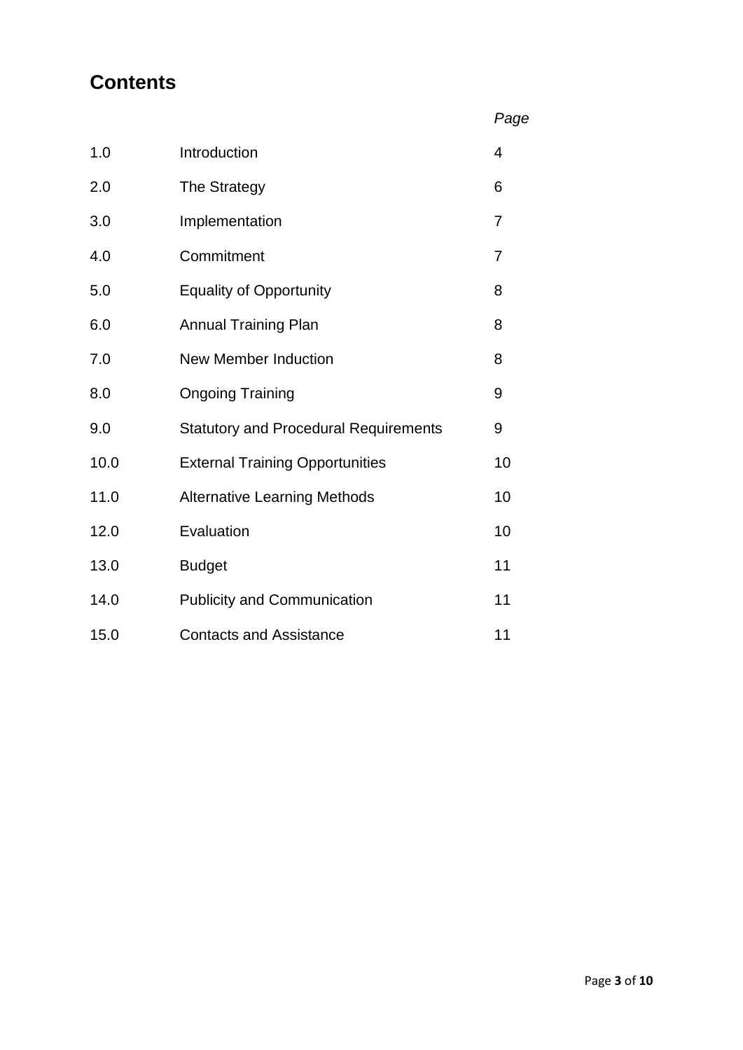## Contents

| | | *Page* |
|---|---|---|
| 1.0 | Introduction | 4 |
| 2.0 | The Strategy | 6 |
| 3.0 | Implementation | 7 |
| 4.0 | Commitment | 7 |
| 5.0 | Equality of Opportunity | 8 |
| 6.0 | Annual Training Plan | 8 |
| 7.0 | New Member Induction | 8 |
| 8.0 | Ongoing Training | 9 |
| 9.0 | Statutory and Procedural Requirements | 9 |
| 10.0 | External Training Opportunities | 10 |
| 11.0 | Alternative Learning Methods | 10 |
| 12.0 | Evaluation | 10 |
| 13.0 | Budget | 11 |
| 14.0 | Publicity and Communication | 11 |
| 15.0 | Contacts and Assistance | 11 |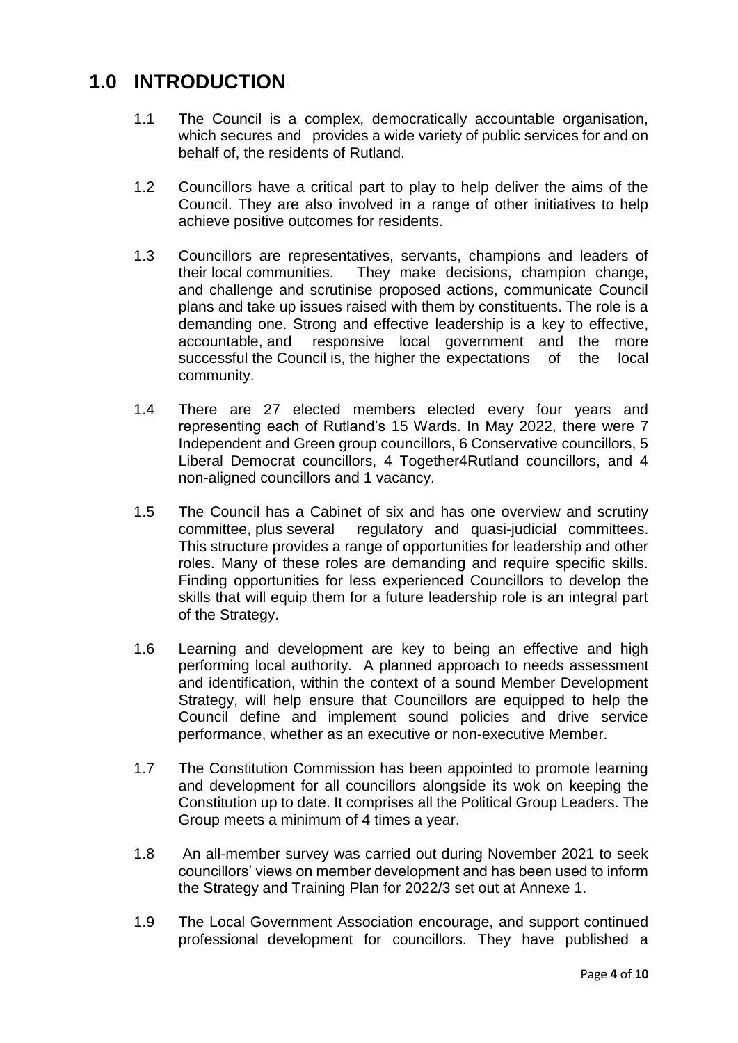## 1.0 INTRODUCTION

1.1 The Council is a complex, democratically accountable organisation, which secures and provides a wide variety of public services for and on behalf of, the residents of Rutland.

1.2 Councillors have a critical part to play to help deliver the aims of the Council. They are also involved in a range of other initiatives to help achieve positive outcomes for residents.

1.3 Councillors are representatives, servants, champions and leaders of their local communities. They make decisions, champion change, and challenge and scrutinise proposed actions, communicate Council plans and take up issues raised with them by constituents. The role is a demanding one. Strong and effective leadership is a key to effective, accountable, and responsive local government and the more successful the Council is, the higher the expectations of the local community.

1.4 There are 27 elected members elected every four years and representing each of Rutland's 15 Wards. In May 2022, there were 7 Independent and Green group councillors, 6 Conservative councillors, 5 Liberal Democrat councillors, 4 Together4Rutland councillors, and 4 non-aligned councillors and 1 vacancy.

1.5 The Council has a Cabinet of six and has one overview and scrutiny committee, plus several regulatory and quasi-judicial committees. This structure provides a range of opportunities for leadership and other roles. Many of these roles are demanding and require specific skills. Finding opportunities for less experienced Councillors to develop the skills that will equip them for a future leadership role is an integral part of the Strategy.

1.6 Learning and development are key to being an effective and high performing local authority. A planned approach to needs assessment and identification, within the context of a sound Member Development Strategy, will help ensure that Councillors are equipped to help the Council define and implement sound policies and drive service performance, whether as an executive or non-executive Member.

1.7 The Constitution Commission has been appointed to promote learning and development for all councillors alongside its wok on keeping the Constitution up to date. It comprises all the Political Group Leaders. The Group meets a minimum of 4 times a year.

1.8 An all-member survey was carried out during November 2021 to seek councillors' views on member development and has been used to inform the Strategy and Training Plan for 2022/3 set out at Annexe 1.

1.9 The Local Government Association encourage, and support continued professional development for councillors. They have published a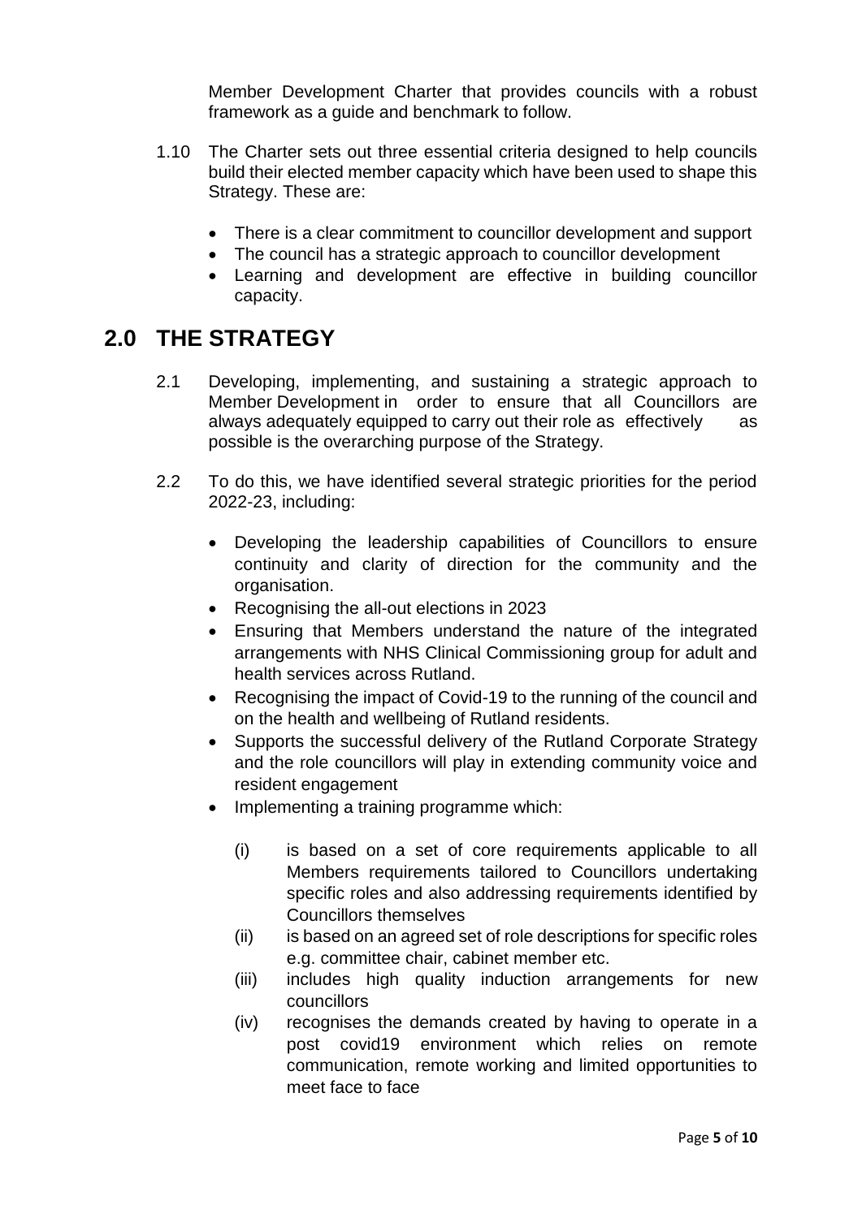Member Development Charter that provides councils with a robust framework as a guide and benchmark to follow.

1.10 The Charter sets out three essential criteria designed to help councils build their elected member capacity which have been used to shape this Strategy. These are:

- There is a clear commitment to councillor development and support
- The council has a strategic approach to councillor development
- Learning and development are effective in building councillor capacity.

## 2.0 THE STRATEGY

2.1 Developing, implementing, and sustaining a strategic approach to Member Development in order to ensure that all Councillors are always adequately equipped to carry out their role as effectively as possible is the overarching purpose of the Strategy.

2.2 To do this, we have identified several strategic priorities for the period 2022-23, including:

- Developing the leadership capabilities of Councillors to ensure continuity and clarity of direction for the community and the organisation.
- Recognising the all-out elections in 2023
- Ensuring that Members understand the nature of the integrated arrangements with NHS Clinical Commissioning group for adult and health services across Rutland.
- Recognising the impact of Covid-19 to the running of the council and on the health and wellbeing of Rutland residents.
- Supports the successful delivery of the Rutland Corporate Strategy and the role councillors will play in extending community voice and resident engagement
- Implementing a training programme which:
  - (i) is based on a set of core requirements applicable to all Members requirements tailored to Councillors undertaking specific roles and also addressing requirements identified by Councillors themselves
  - (ii) is based on an agreed set of role descriptions for specific roles e.g. committee chair, cabinet member etc.
  - (iii) includes high quality induction arrangements for new councillors
  - (iv) recognises the demands created by having to operate in a post covid19 environment which relies on remote communication, remote working and limited opportunities to meet face to face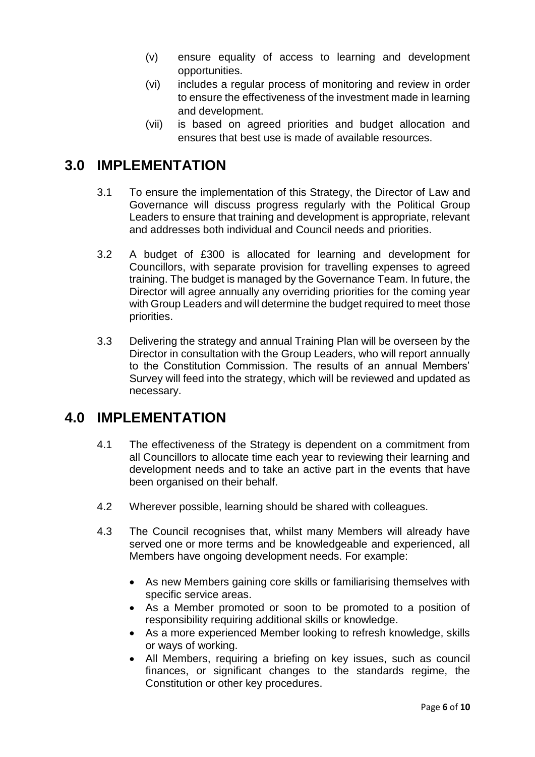(v) ensure equality of access to learning and development opportunities.

(vi) includes a regular process of monitoring and review in order to ensure the effectiveness of the investment made in learning and development.

(vii) is based on agreed priorities and budget allocation and ensures that best use is made of available resources.

## 3.0 IMPLEMENTATION

3.1 To ensure the implementation of this Strategy, the Director of Law and Governance will discuss progress regularly with the Political Group Leaders to ensure that training and development is appropriate, relevant and addresses both individual and Council needs and priorities.

3.2 A budget of £300 is allocated for learning and development for Councillors, with separate provision for travelling expenses to agreed training. The budget is managed by the Governance Team. In future, the Director will agree annually any overriding priorities for the coming year with Group Leaders and will determine the budget required to meet those priorities.

3.3 Delivering the strategy and annual Training Plan will be overseen by the Director in consultation with the Group Leaders, who will report annually to the Constitution Commission. The results of an annual Members' Survey will feed into the strategy, which will be reviewed and updated as necessary.

## 4.0 IMPLEMENTATION

4.1 The effectiveness of the Strategy is dependent on a commitment from all Councillors to allocate time each year to reviewing their learning and development needs and to take an active part in the events that have been organised on their behalf.

4.2 Wherever possible, learning should be shared with colleagues.

4.3 The Council recognises that, whilst many Members will already have served one or more terms and be knowledgeable and experienced, all Members have ongoing development needs. For example:

- As new Members gaining core skills or familiarising themselves with specific service areas.
- As a Member promoted or soon to be promoted to a position of responsibility requiring additional skills or knowledge.
- As a more experienced Member looking to refresh knowledge, skills or ways of working.
- All Members, requiring a briefing on key issues, such as council finances, or significant changes to the standards regime, the Constitution or other key procedures.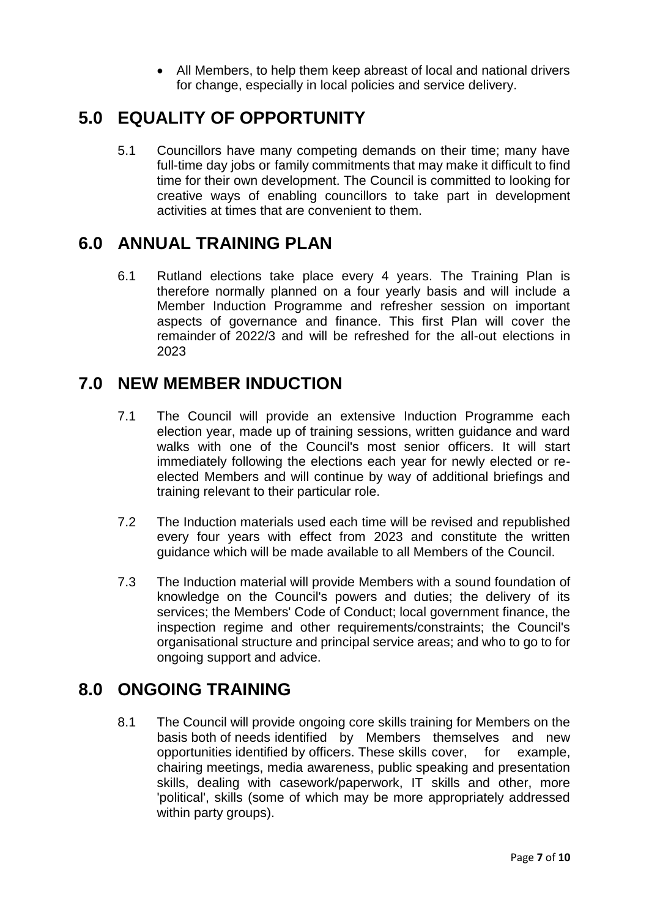- All Members, to help them keep abreast of local and national drivers for change, especially in local policies and service delivery.

## 5.0 EQUALITY OF OPPORTUNITY

5.1 Councillors have many competing demands on their time; many have full-time day jobs or family commitments that may make it difficult to find time for their own development. The Council is committed to looking for creative ways of enabling councillors to take part in development activities at times that are convenient to them.

## 6.0 ANNUAL TRAINING PLAN

6.1 Rutland elections take place every 4 years. The Training Plan is therefore normally planned on a four yearly basis and will include a Member Induction Programme and refresher session on important aspects of governance and finance. This first Plan will cover the remainder of 2022/3 and will be refreshed for the all-out elections in 2023

## 7.0 NEW MEMBER INDUCTION

7.1 The Council will provide an extensive Induction Programme each election year, made up of training sessions, written guidance and ward walks with one of the Council's most senior officers. It will start immediately following the elections each year for newly elected or re-elected Members and will continue by way of additional briefings and training relevant to their particular role.

7.2 The Induction materials used each time will be revised and republished every four years with effect from 2023 and constitute the written guidance which will be made available to all Members of the Council.

7.3 The Induction material will provide Members with a sound foundation of knowledge on the Council's powers and duties; the delivery of its services; the Members' Code of Conduct; local government finance, the inspection regime and other requirements/constraints; the Council's organisational structure and principal service areas; and who to go to for ongoing support and advice.

## 8.0 ONGOING TRAINING

8.1 The Council will provide ongoing core skills training for Members on the basis both of needs identified by Members themselves and new opportunities identified by officers. These skills cover, for example, chairing meetings, media awareness, public speaking and presentation skills, dealing with casework/paperwork, IT skills and other, more 'political', skills (some of which may be more appropriately addressed within party groups).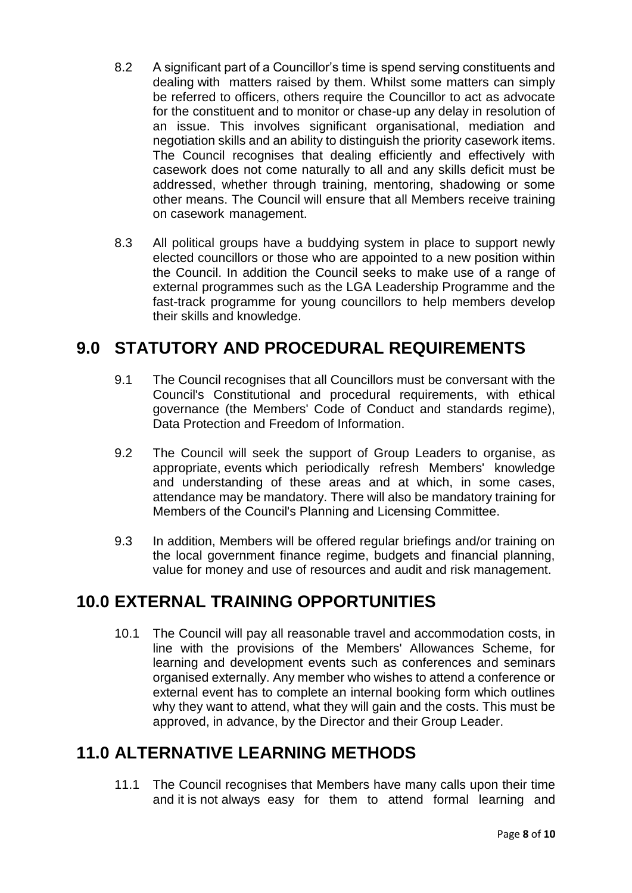8.2 A significant part of a Councillor's time is spend serving constituents and dealing with matters raised by them. Whilst some matters can simply be referred to officers, others require the Councillor to act as advocate for the constituent and to monitor or chase-up any delay in resolution of an issue. This involves significant organisational, mediation and negotiation skills and an ability to distinguish the priority casework items. The Council recognises that dealing efficiently and effectively with casework does not come naturally to all and any skills deficit must be addressed, whether through training, mentoring, shadowing or some other means. The Council will ensure that all Members receive training on casework management.

8.3 All political groups have a buddying system in place to support newly elected councillors or those who are appointed to a new position within the Council. In addition the Council seeks to make use of a range of external programmes such as the LGA Leadership Programme and the fast-track programme for young councillors to help members develop their skills and knowledge.

## 9.0 STATUTORY AND PROCEDURAL REQUIREMENTS

9.1 The Council recognises that all Councillors must be conversant with the Council's Constitutional and procedural requirements, with ethical governance (the Members' Code of Conduct and standards regime), Data Protection and Freedom of Information.

9.2 The Council will seek the support of Group Leaders to organise, as appropriate, events which periodically refresh Members' knowledge and understanding of these areas and at which, in some cases, attendance may be mandatory. There will also be mandatory training for Members of the Council's Planning and Licensing Committee.

9.3 In addition, Members will be offered regular briefings and/or training on the local government finance regime, budgets and financial planning, value for money and use of resources and audit and risk management.

## 10.0 EXTERNAL TRAINING OPPORTUNITIES

10.1 The Council will pay all reasonable travel and accommodation costs, in line with the provisions of the Members' Allowances Scheme, for learning and development events such as conferences and seminars organised externally. Any member who wishes to attend a conference or external event has to complete an internal booking form which outlines why they want to attend, what they will gain and the costs. This must be approved, in advance, by the Director and their Group Leader.

## 11.0 ALTERNATIVE LEARNING METHODS

11.1 The Council recognises that Members have many calls upon their time and it is not always easy for them to attend formal learning and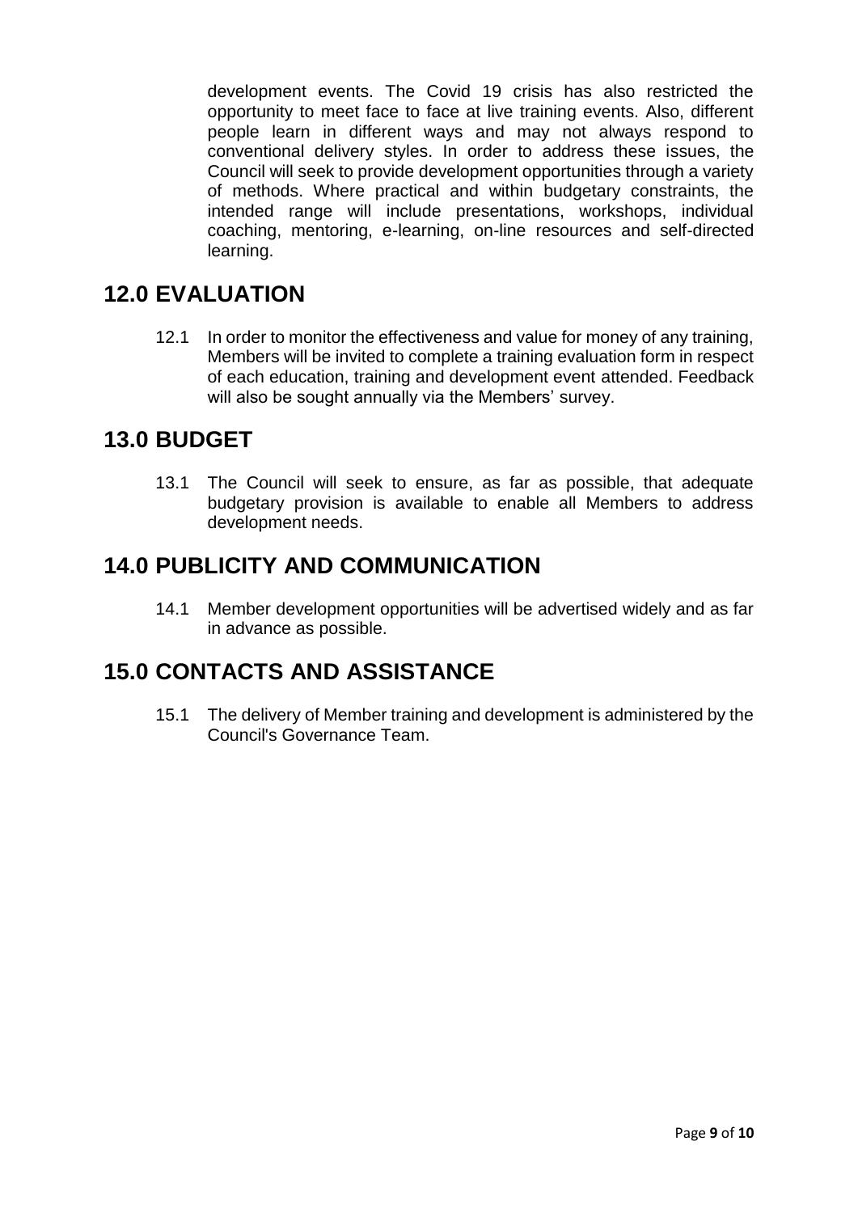development events. The Covid 19 crisis has also restricted the opportunity to meet face to face at live training events. Also, different people learn in different ways and may not always respond to conventional delivery styles. In order to address these issues, the Council will seek to provide development opportunities through a variety of methods. Where practical and within budgetary constraints, the intended range will include presentations, workshops, individual coaching, mentoring, e-learning, on-line resources and self-directed learning.

## 12.0 EVALUATION

12.1 In order to monitor the effectiveness and value for money of any training, Members will be invited to complete a training evaluation form in respect of each education, training and development event attended. Feedback will also be sought annually via the Members' survey.

## 13.0 BUDGET

13.1 The Council will seek to ensure, as far as possible, that adequate budgetary provision is available to enable all Members to address development needs.

## 14.0 PUBLICITY AND COMMUNICATION

14.1 Member development opportunities will be advertised widely and as far in advance as possible.

## 15.0 CONTACTS AND ASSISTANCE

15.1 The delivery of Member training and development is administered by the Council's Governance Team.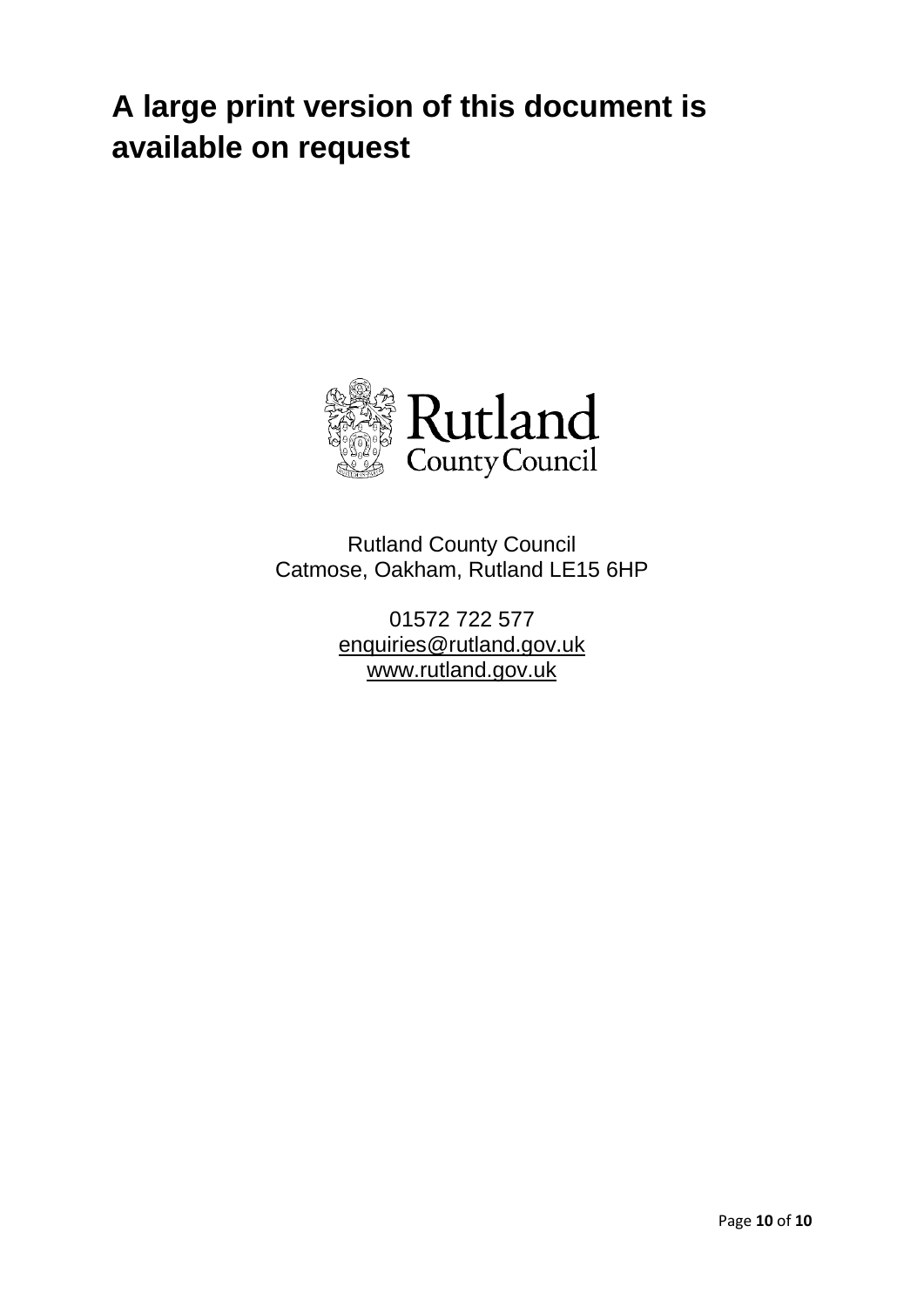# A large print version of this document is available on request

Rutland County Council
Catmose, Oakham, Rutland LE15 6HP

01572 722 577
enquiries@rutland.gov.uk
www.rutland.gov.uk